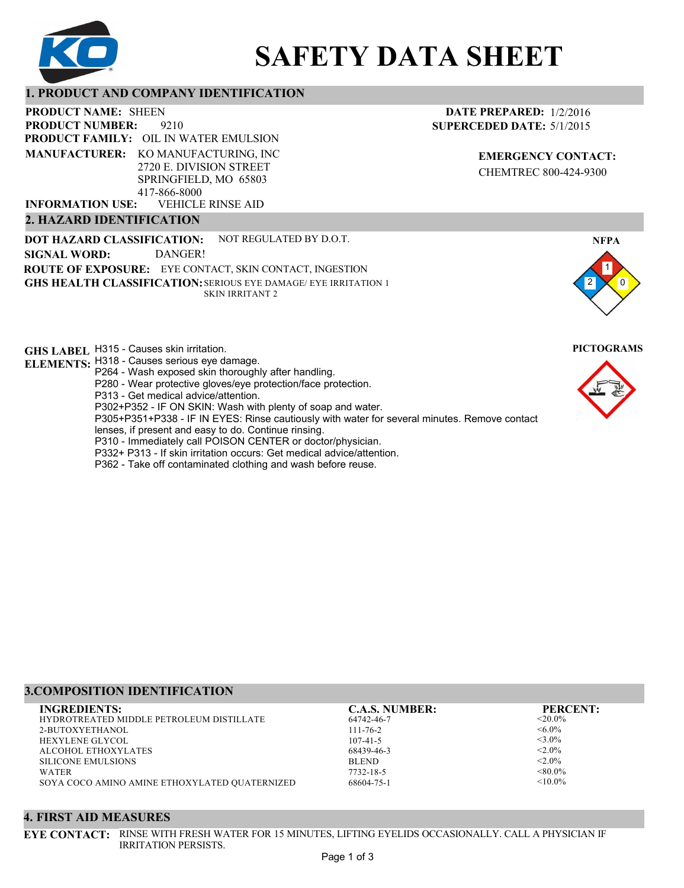# SAFETY DATA SHEET

## 1. PRODUCT AND COMPANY IDENTIFICATION

**PRODUCT NAME:** SHEEN
**PRODUCT NUMBER:** 9210
**PRODUCT FAMILY:** OIL IN WATER EMULSION
**MANUFACTURER:** KO MANUFACTURING, INC
2720 E. DIVISION STREET
SPRINGFIELD, MO 65803
417-866-8000
**INFORMATION USE:** VEHICLE RINSE AID

**DATE PREPARED:** 1/2/2016
**SUPERCEDED DATE:** 5/1/2015

**EMERGENCY CONTACT:**
CHEMTREC 800-424-9300

## 2. HAZARD IDENTIFICATION

**DOT HAZARD CLASSIFICATION:** NOT REGULATED BY D.O.T.
**SIGNAL WORD:** DANGER!
**ROUTE OF EXPOSURE:** EYE CONTACT, SKIN CONTACT, INGESTION
**GHS HEALTH CLASSIFICATION:** SERIOUS EYE DAMAGE/ EYE IRRITATION 1
SKIN IRRITANT 2

**NFPA**

Health: 2, Flammability: 1, Reactivity: 0

**PICTOGRAMS**

**GHS LABEL ELEMENTS:**
H315 - Causes skin irritation.
H318 - Causes serious eye damage.
P264 - Wash exposed skin thoroughly after handling.
P280 - Wear protective gloves/eye protection/face protection.
P313 - Get medical advice/attention.
P302+P352 - IF ON SKIN: Wash with plenty of soap and water.
P305+P351+P338 - IF IN EYES: Rinse cautiously with water for several minutes. Remove contact lenses, if present and easy to do. Continue rinsing.
P310 - Immediately call POISON CENTER or doctor/physician.
P332+ P313 - If skin irritation occurs: Get medical advice/attention.
P362 - Take off contaminated clothing and wash before reuse.

## 3.COMPOSITION IDENTIFICATION

| INGREDIENTS: | C.A.S. NUMBER: | PERCENT: |
|---|---|---|
| HYDROTREATED MIDDLE PETROLEUM DISTILLATE | 64742-46-7 | <20.0% |
| 2-BUTOXYETHANOL | 111-76-2 | <6.0% |
| HEXYLENE GLYCOL | 107-41-5 | <3.0% |
| ALCOHOL ETHOXYLATES | 68439-46-3 | <2.0% |
| SILICONE EMULSIONS | BLEND | <2.0% |
| WATER | 7732-18-5 | <80.0% |
| SOYA COCO AMINO AMINE ETHOXYLATED QUATERNIZED | 68604-75-1 | <10.0% |

## 4. FIRST AID MEASURES

**EYE CONTACT:** RINSE WITH FRESH WATER FOR 15 MINUTES, LIFTING EYELIDS OCCASIONALLY. CALL A PHYSICIAN IF IRRITATION PERSISTS.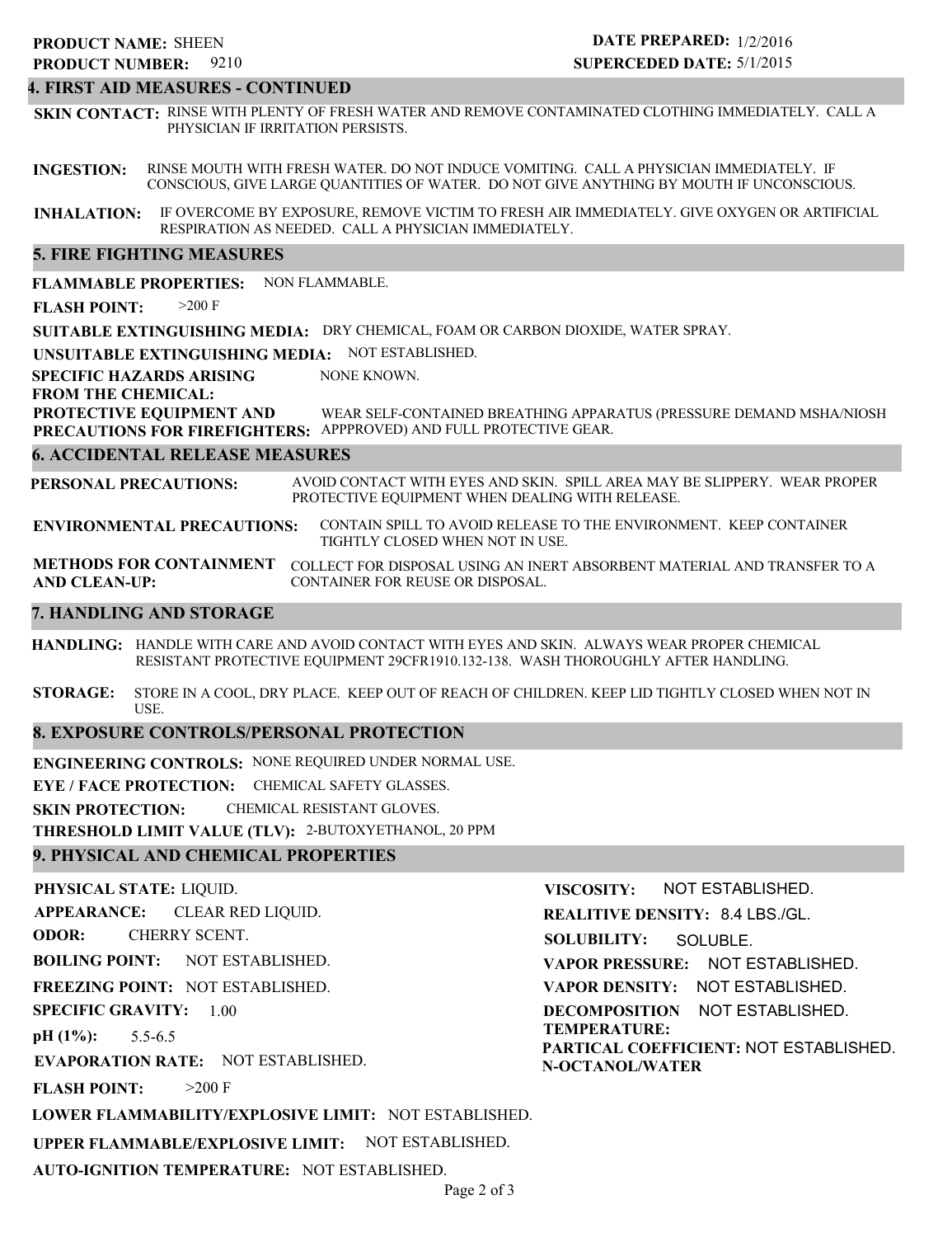**PRODUCT NAME:** SHEEN
**PRODUCT NUMBER:** 9210

**DATE PREPARED:** 1/2/2016
**SUPERCEDED DATE:** 5/1/2015

## 4. FIRST AID MEASURES - CONTINUED

**SKIN CONTACT:** RINSE WITH PLENTY OF FRESH WATER AND REMOVE CONTAMINATED CLOTHING IMMEDIATELY. CALL A PHYSICIAN IF IRRITATION PERSISTS.

**INGESTION:** RINSE MOUTH WITH FRESH WATER. DO NOT INDUCE VOMITING. CALL A PHYSICIAN IMMEDIATELY. IF CONSCIOUS, GIVE LARGE QUANTITIES OF WATER. DO NOT GIVE ANYTHING BY MOUTH IF UNCONSCIOUS.

**INHALATION:** IF OVERCOME BY EXPOSURE, REMOVE VICTIM TO FRESH AIR IMMEDIATELY. GIVE OXYGEN OR ARTIFICIAL RESPIRATION AS NEEDED. CALL A PHYSICIAN IMMEDIATELY.

## 5. FIRE FIGHTING MEASURES

**FLAMMABLE PROPERTIES:** NON FLAMMABLE.

**FLASH POINT:** >200 F

**SUITABLE EXTINGUISHING MEDIA:** DRY CHEMICAL, FOAM OR CARBON DIOXIDE, WATER SPRAY.

**UNSUITABLE EXTINGUISHING MEDIA:** NOT ESTABLISHED.

**SPECIFIC HAZARDS ARISING FROM THE CHEMICAL:** NONE KNOWN.

**PROTECTIVE EQUIPMENT AND PRECAUTIONS FOR FIREFIGHTERS:** WEAR SELF-CONTAINED BREATHING APPARATUS (PRESSURE DEMAND MSHA/NIOSH APPPROVED) AND FULL PROTECTIVE GEAR.

## 6. ACCIDENTAL RELEASE MEASURES

**PERSONAL PRECAUTIONS:** AVOID CONTACT WITH EYES AND SKIN. SPILL AREA MAY BE SLIPPERY. WEAR PROPER PROTECTIVE EQUIPMENT WHEN DEALING WITH RELEASE.

**ENVIRONMENTAL PRECAUTIONS:** CONTAIN SPILL TO AVOID RELEASE TO THE ENVIRONMENT. KEEP CONTAINER TIGHTLY CLOSED WHEN NOT IN USE.

**METHODS FOR CONTAINMENT AND CLEAN-UP:** COLLECT FOR DISPOSAL USING AN INERT ABSORBENT MATERIAL AND TRANSFER TO A CONTAINER FOR REUSE OR DISPOSAL.

## 7. HANDLING AND STORAGE

**HANDLING:** HANDLE WITH CARE AND AVOID CONTACT WITH EYES AND SKIN. ALWAYS WEAR PROPER CHEMICAL RESISTANT PROTECTIVE EQUIPMENT 29CFR1910.132-138. WASH THOROUGHLY AFTER HANDLING.

**STORAGE:** STORE IN A COOL, DRY PLACE. KEEP OUT OF REACH OF CHILDREN. KEEP LID TIGHTLY CLOSED WHEN NOT IN USE.

## 8. EXPOSURE CONTROLS/PERSONAL PROTECTION

**ENGINEERING CONTROLS:** NONE REQUIRED UNDER NORMAL USE.

**EYE / FACE PROTECTION:** CHEMICAL SAFETY GLASSES.

**SKIN PROTECTION:** CHEMICAL RESISTANT GLOVES.

**THRESHOLD LIMIT VALUE (TLV):** 2-BUTOXYETHANOL, 20 PPM

## 9. PHYSICAL AND CHEMICAL PROPERTIES

**PHYSICAL STATE:** LIQUID.

**APPEARANCE:** CLEAR RED LIQUID.

**ODOR:** CHERRY SCENT.

**BOILING POINT:** NOT ESTABLISHED.

**FREEZING POINT:** NOT ESTABLISHED.

**SPECIFIC GRAVITY:** 1.00

**pH (1%):** 5.5-6.5

**EVAPORATION RATE:** NOT ESTABLISHED.

**FLASH POINT:** >200 F

**LOWER FLAMMABILITY/EXPLOSIVE LIMIT:** NOT ESTABLISHED.

**UPPER FLAMMABLE/EXPLOSIVE LIMIT:** NOT ESTABLISHED.

**AUTO-IGNITION TEMPERATURE:** NOT ESTABLISHED.

**VISCOSITY:** NOT ESTABLISHED.

**REALITIVE DENSITY:** 8.4 LBS./GL.

**SOLUBILITY:** SOLUBLE.

**VAPOR PRESSURE:** NOT ESTABLISHED.

**VAPOR DENSITY:** NOT ESTABLISHED.

**DECOMPOSITION TEMPERATURE:** NOT ESTABLISHED.

**PARTICAL COEFFICIENT: N-OCTANOL/WATER** NOT ESTABLISHED.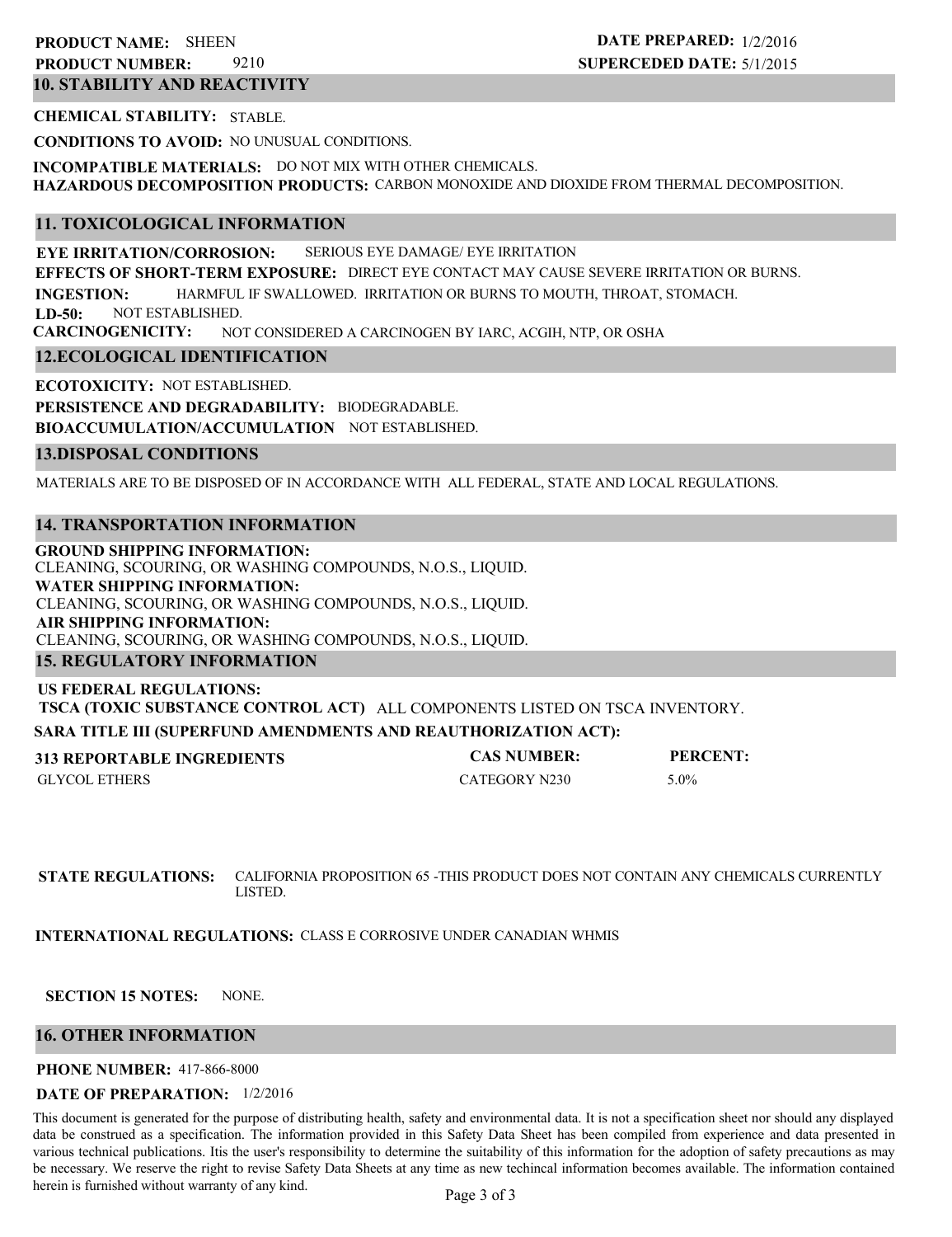**PRODUCT NAME:** SHEEN

**PRODUCT NUMBER:** 9210

**DATE PREPARED:** 1/2/2016

**SUPERCEDED DATE:** 5/1/2015

## 10. STABILITY AND REACTIVITY

**CHEMICAL STABILITY:** STABLE.

**CONDITIONS TO AVOID:** NO UNUSUAL CONDITIONS.

**INCOMPATIBLE MATERIALS:** DO NOT MIX WITH OTHER CHEMICALS.

**HAZARDOUS DECOMPOSITION PRODUCTS:** CARBON MONOXIDE AND DIOXIDE FROM THERMAL DECOMPOSITION.

## 11. TOXICOLOGICAL INFORMATION

**EYE IRRITATION/CORROSION:** SERIOUS EYE DAMAGE/ EYE IRRITATION

**EFFECTS OF SHORT-TERM EXPOSURE:** DIRECT EYE CONTACT MAY CAUSE SEVERE IRRITATION OR BURNS.

**INGESTION:** HARMFUL IF SWALLOWED. IRRITATION OR BURNS TO MOUTH, THROAT, STOMACH.

**LD-50:** NOT ESTABLISHED.

**CARCINOGENICITY:** NOT CONSIDERED A CARCINOGEN BY IARC, ACGIH, NTP, OR OSHA

## 12.ECOLOGICAL IDENTIFICATION

**ECOTOXICITY:** NOT ESTABLISHED.

**PERSISTENCE AND DEGRADABILITY:** BIODEGRADABLE.

**BIOACCUMULATION/ACCUMULATION** NOT ESTABLISHED.

## 13.DISPOSAL CONDITIONS

MATERIALS ARE TO BE DISPOSED OF IN ACCORDANCE WITH ALL FEDERAL, STATE AND LOCAL REGULATIONS.

## 14. TRANSPORTATION INFORMATION

**GROUND SHIPPING INFORMATION:**
CLEANING, SCOURING, OR WASHING COMPOUNDS, N.O.S., LIQUID.

**WATER SHIPPING INFORMATION:**
CLEANING, SCOURING, OR WASHING COMPOUNDS, N.O.S., LIQUID.

**AIR SHIPPING INFORMATION:**
CLEANING, SCOURING, OR WASHING COMPOUNDS, N.O.S., LIQUID.

## 15. REGULATORY INFORMATION

**US FEDERAL REGULATIONS:**

**TSCA (TOXIC SUBSTANCE CONTROL ACT)** ALL COMPONENTS LISTED ON TSCA INVENTORY.

**SARA TITLE III (SUPERFUND AMENDMENTS AND REAUTHORIZATION ACT):**

| 313 REPORTABLE INGREDIENTS | CAS NUMBER: | PERCENT: |
|---|---|---|
| GLYCOL ETHERS | CATEGORY N230 | 5.0% |

**STATE REGULATIONS:** CALIFORNIA PROPOSITION 65 -THIS PRODUCT DOES NOT CONTAIN ANY CHEMICALS CURRENTLY LISTED.

**INTERNATIONAL REGULATIONS:** CLASS E CORROSIVE UNDER CANADIAN WHMIS

**SECTION 15 NOTES:** NONE.

## 16. OTHER INFORMATION

**PHONE NUMBER:** 417-866-8000

**DATE OF PREPARATION:** 1/2/2016

This document is generated for the purpose of distributing health, safety and environmental data. It is not a specification sheet nor should any displayed data be construed as a specification. The information provided in this Safety Data Sheet has been compiled from experience and data presented in various technical publications. Itis the user's responsibility to determine the suitability of this information for the adoption of safety precautions as may be necessary. We reserve the right to revise Safety Data Sheets at any time as new techincal information becomes available. The information contained herein is furnished without warranty of any kind.